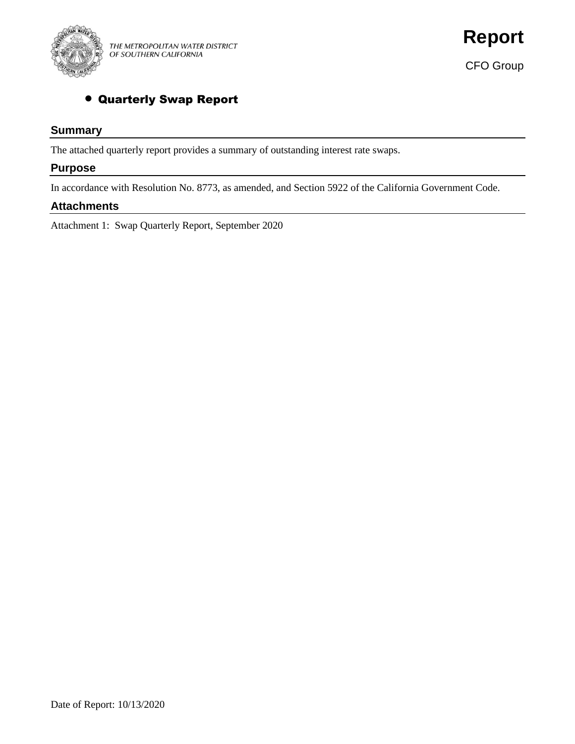THE METROPOLITAN WATER DISTRICT OF SOUTHERN CALIFORNIA

# Report

CFO Group

- **Quarterly Swap Report**

## Summary

The attached quarterly report provides a summary of outstanding interest rate swaps.

## Purpose

In accordance with Resolution No. 8773, as amended, and Section 5922 of the California Government Code.

## Attachments

Attachment 1: Swap Quarterly Report, September 2020

Date of Report: 10/13/2020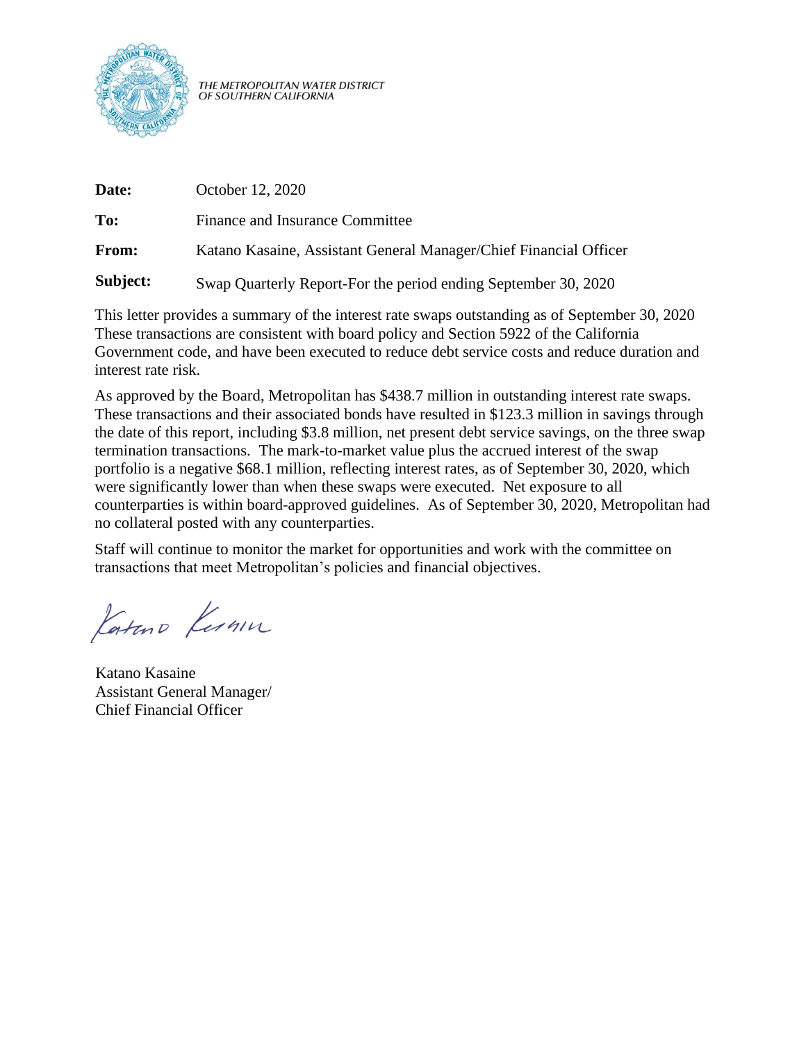THE METROPOLITAN WATER DISTRICT OF SOUTHERN CALIFORNIA

**Date:** October 12, 2020

**To:** Finance and Insurance Committee

**From:** Katano Kasaine, Assistant General Manager/Chief Financial Officer

**Subject:** Swap Quarterly Report-For the period ending September 30, 2020

This letter provides a summary of the interest rate swaps outstanding as of September 30, 2020 These transactions are consistent with board policy and Section 5922 of the California Government code, and have been executed to reduce debt service costs and reduce duration and interest rate risk.

As approved by the Board, Metropolitan has $438.7 million in outstanding interest rate swaps. These transactions and their associated bonds have resulted in $123.3 million in savings through the date of this report, including $3.8 million, net present debt service savings, on the three swap termination transactions. The mark-to-market value plus the accrued interest of the swap portfolio is a negative $68.1 million, reflecting interest rates, as of September 30, 2020, which were significantly lower than when these swaps were executed. Net exposure to all counterparties is within board-approved guidelines. As of September 30, 2020, Metropolitan had no collateral posted with any counterparties.

Staff will continue to monitor the market for opportunities and work with the committee on transactions that meet Metropolitan's policies and financial objectives.

Katano Kasaine
Assistant General Manager/
Chief Financial Officer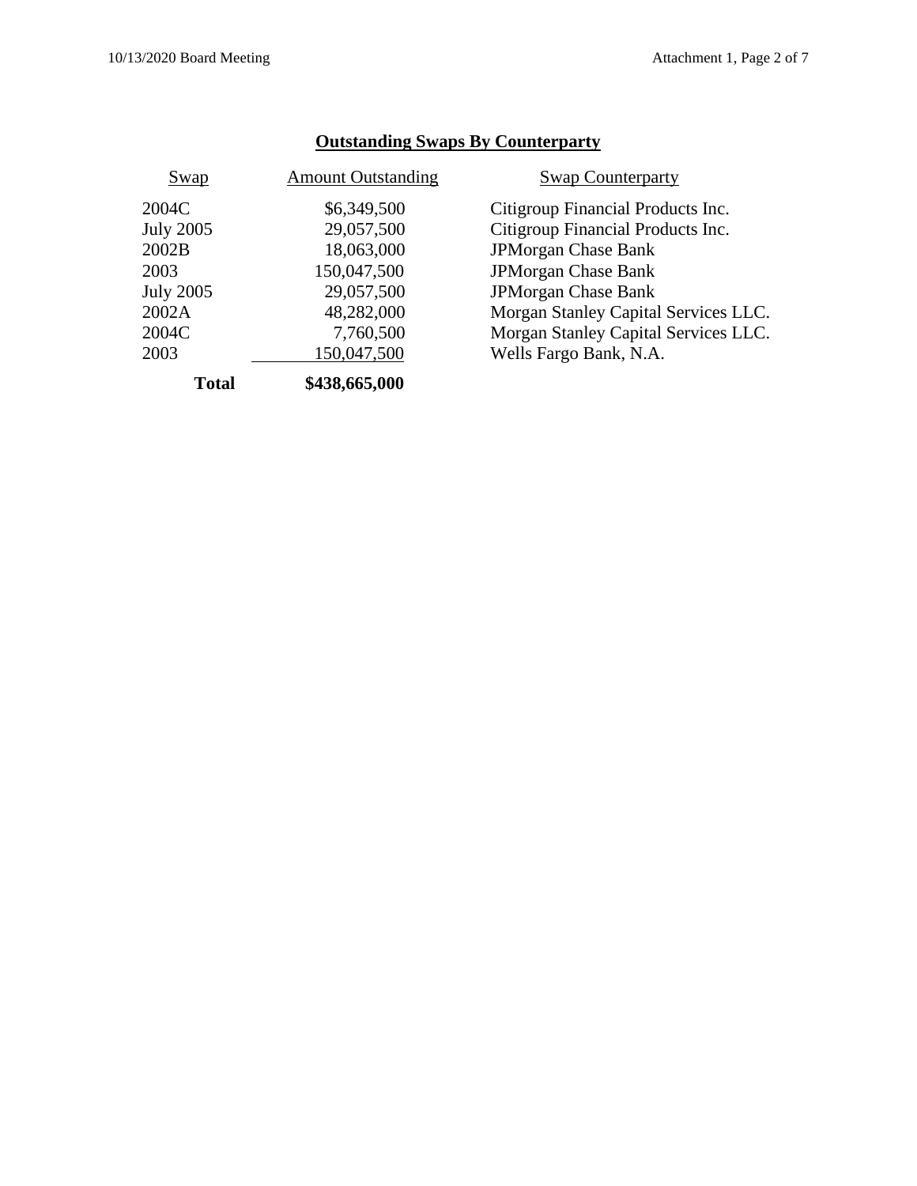## Outstanding Swaps By Counterparty

| Swap | Amount Outstanding | Swap Counterparty |
|---|---|---|
| 2004C | $6,349,500 | Citigroup Financial Products Inc. |
| July 2005 | 29,057,500 | Citigroup Financial Products Inc. |
| 2002B | 18,063,000 | JPMorgan Chase Bank |
| 2003 | 150,047,500 | JPMorgan Chase Bank |
| July 2005 | 29,057,500 | JPMorgan Chase Bank |
| 2002A | 48,282,000 | Morgan Stanley Capital Services LLC. |
| 2004C | 7,760,500 | Morgan Stanley Capital Services LLC. |
| 2003 | 150,047,500 | Wells Fargo Bank, N.A. |
| **Total** | **$438,665,000** | |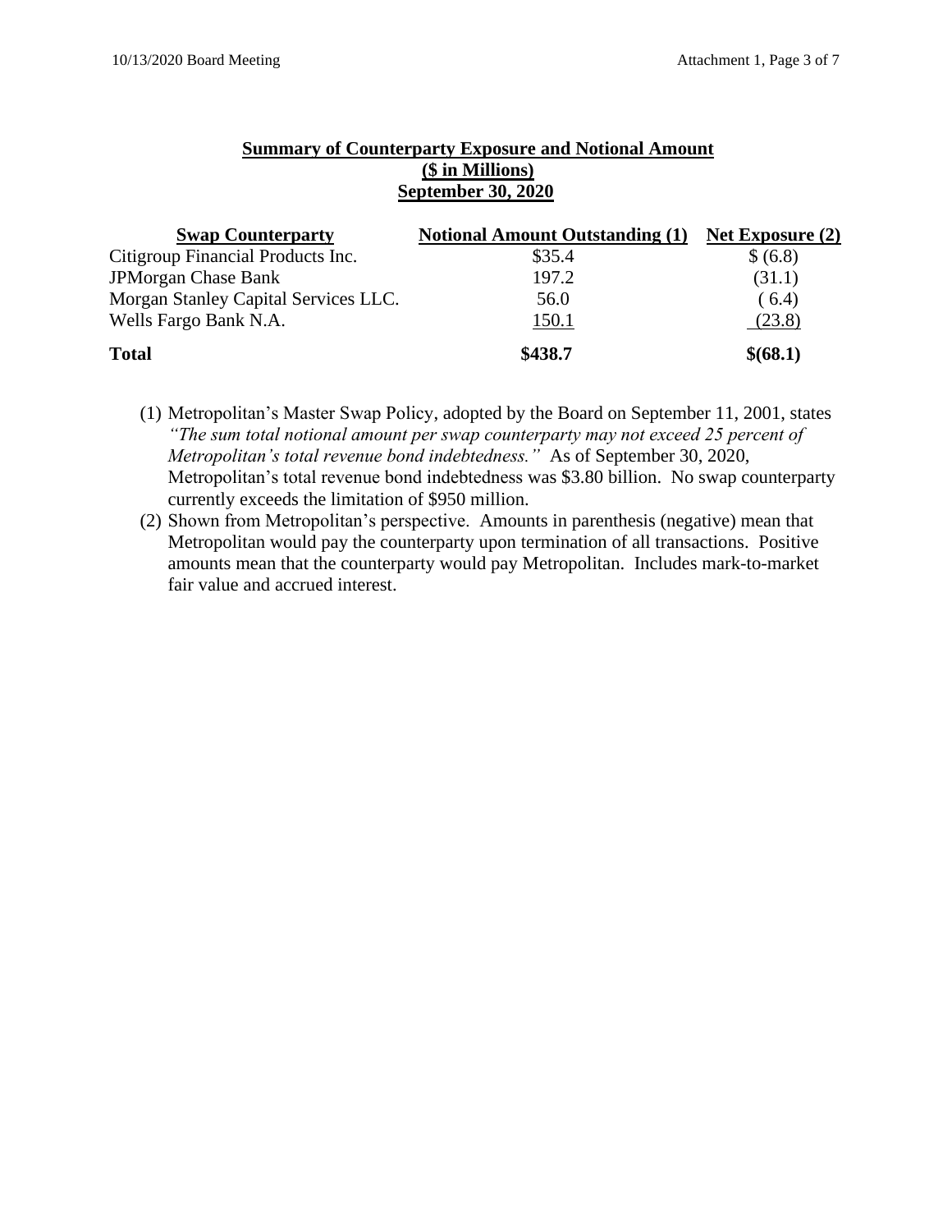**Summary of Counterparty Exposure and Notional Amount**
**($ in Millions)**
**September 30, 2020**

| Swap Counterparty | Notional Amount Outstanding (1) | Net Exposure (2) |
|---|---|---|
| Citigroup Financial Products Inc. | $35.4 | $ (6.8) |
| JPMorgan Chase Bank | 197.2 | (31.1) |
| Morgan Stanley Capital Services LLC. | 56.0 | ( 6.4) |
| Wells Fargo Bank N.A. | 150.1 | (23.8) |
| **Total** | **$438.7** | **$(68.1)** |

(1) Metropolitan's Master Swap Policy, adopted by the Board on September 11, 2001, states *"The sum total notional amount per swap counterparty may not exceed 25 percent of Metropolitan's total revenue bond indebtedness."* As of September 30, 2020, Metropolitan's total revenue bond indebtedness was $3.80 billion. No swap counterparty currently exceeds the limitation of $950 million.

(2) Shown from Metropolitan's perspective. Amounts in parenthesis (negative) mean that Metropolitan would pay the counterparty upon termination of all transactions. Positive amounts mean that the counterparty would pay Metropolitan. Includes mark-to-market fair value and accrued interest.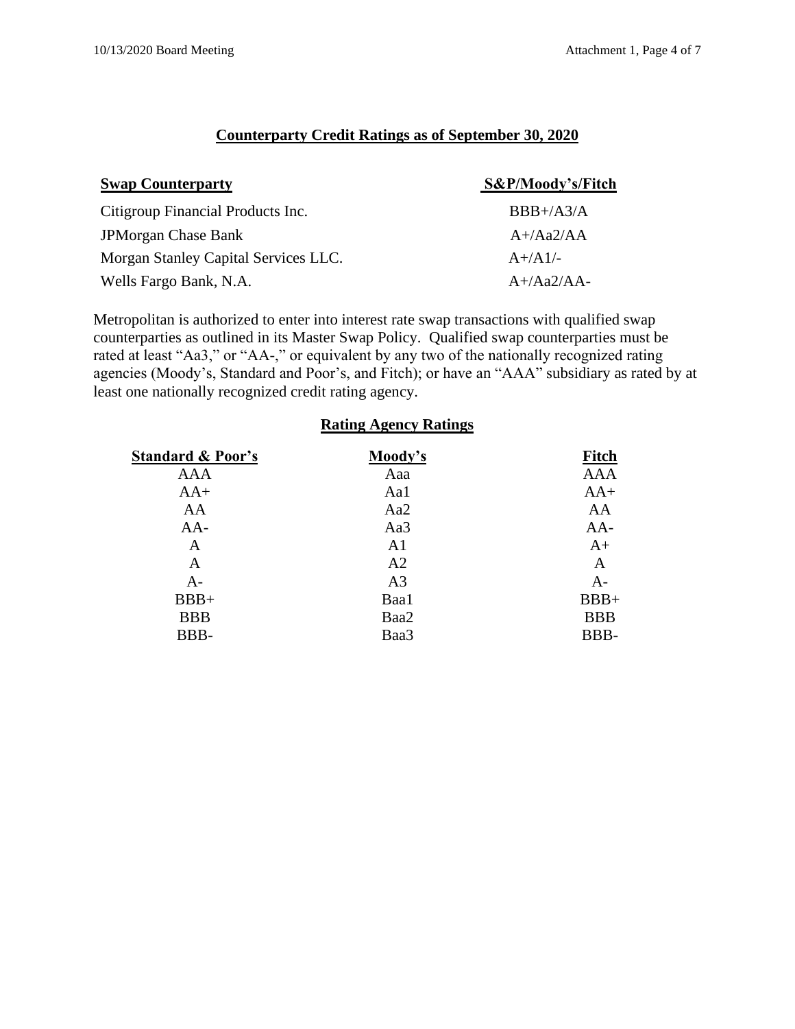## Counterparty Credit Ratings as of September 30, 2020

| Swap Counterparty | S&P/Moody's/Fitch |
|---|---|
| Citigroup Financial Products Inc. | BBB+/A3/A |
| JPMorgan Chase Bank | A+/Aa2/AA |
| Morgan Stanley Capital Services LLC. | A+/A1/- |
| Wells Fargo Bank, N.A. | A+/Aa2/AA- |

Metropolitan is authorized to enter into interest rate swap transactions with qualified swap counterparties as outlined in its Master Swap Policy. Qualified swap counterparties must be rated at least "Aa3," or "AA-," or equivalent by any two of the nationally recognized rating agencies (Moody's, Standard and Poor's, and Fitch); or have an "AAA" subsidiary as rated by at least one nationally recognized credit rating agency.

## Rating Agency Ratings

| Standard & Poor's | Moody's | Fitch |
|---|---|---|
| AAA | Aaa | AAA |
| AA+ | Aa1 | AA+ |
| AA | Aa2 | AA |
| AA- | Aa3 | AA- |
| A | A1 | A+ |
| A | A2 | A |
| A- | A3 | A- |
| BBB+ | Baa1 | BBB+ |
| BBB | Baa2 | BBB |
| BBB- | Baa3 | BBB- |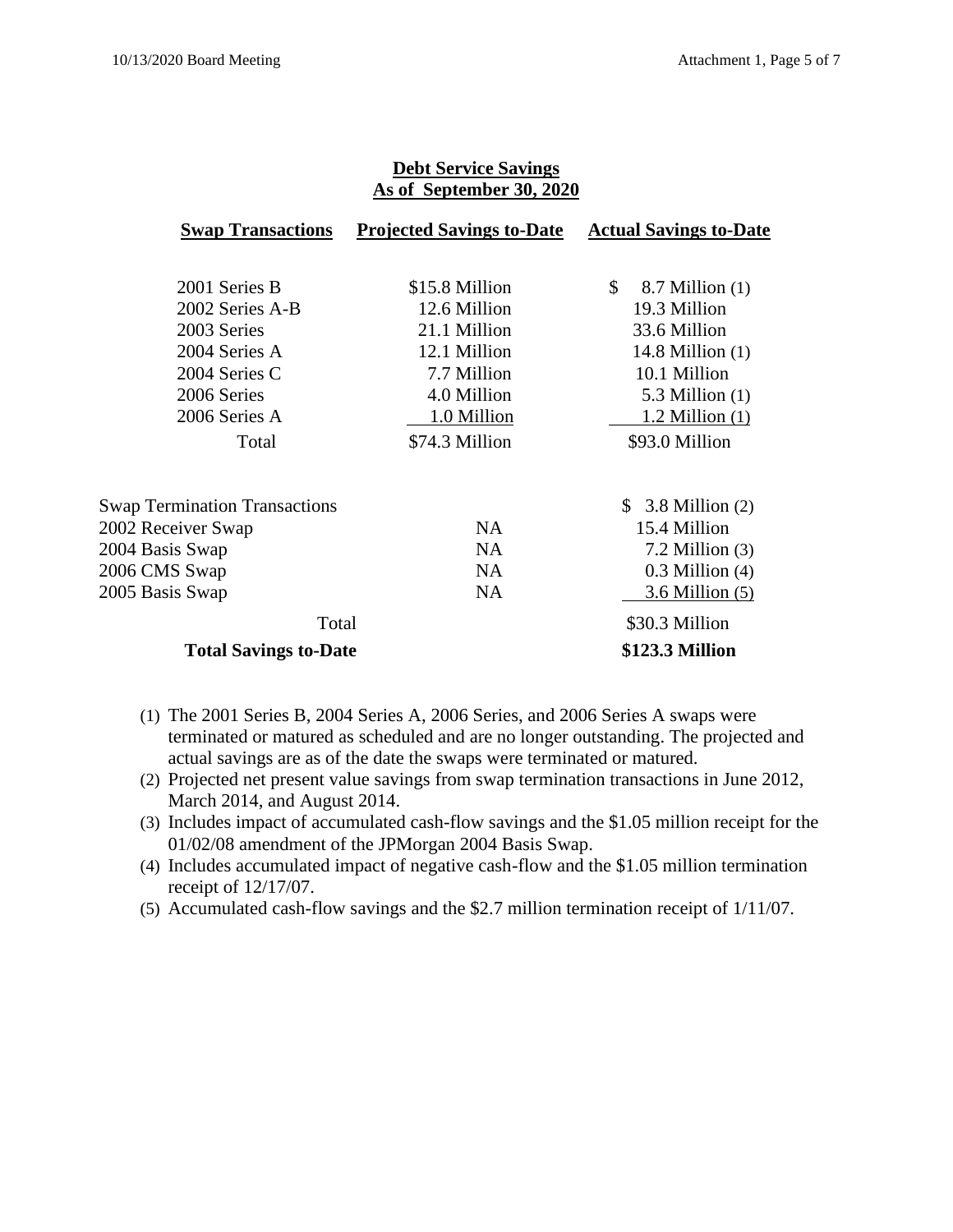## Debt Service Savings
## As of September 30, 2020

| Swap Transactions | Projected Savings to-Date | Actual Savings to-Date |
|---|---|---|
| 2001 Series B | $15.8 Million | $ 8.7 Million (1) |
| 2002 Series A-B | 12.6 Million | 19.3 Million |
| 2003 Series | 21.1 Million | 33.6 Million |
| 2004 Series A | 12.1 Million | 14.8 Million (1) |
| 2004 Series C | 7.7 Million | 10.1 Million |
| 2006 Series | 4.0 Million | 5.3 Million (1) |
| 2006 Series A | 1.0 Million | 1.2 Million (1) |
| Total | $74.3 Million | $93.0 Million |
| | | |
| Swap Termination Transactions | | $ 3.8 Million (2) |
| 2002 Receiver Swap | NA | 15.4 Million |
| 2004 Basis Swap | NA | 7.2 Million (3) |
| 2006 CMS Swap | NA | 0.3 Million (4) |
| 2005 Basis Swap | NA | 3.6 Million (5) |
| Total | | $30.3 Million |
| **Total Savings to-Date** | | **$123.3 Million** |

(1) The 2001 Series B, 2004 Series A, 2006 Series, and 2006 Series A swaps were terminated or matured as scheduled and are no longer outstanding. The projected and actual savings are as of the date the swaps were terminated or matured.

(2) Projected net present value savings from swap termination transactions in June 2012, March 2014, and August 2014.

(3) Includes impact of accumulated cash-flow savings and the $1.05 million receipt for the 01/02/08 amendment of the JPMorgan 2004 Basis Swap.

(4) Includes accumulated impact of negative cash-flow and the $1.05 million termination receipt of 12/17/07.

(5) Accumulated cash-flow savings and the $2.7 million termination receipt of 1/11/07.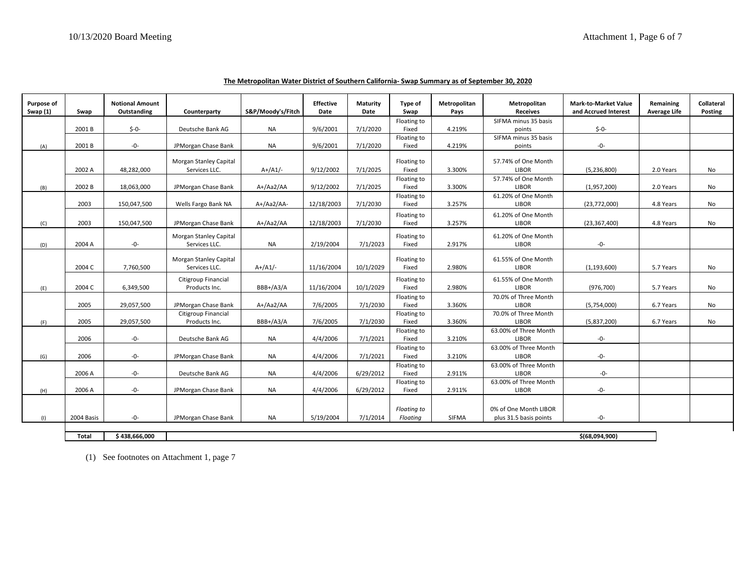**The Metropolitan Water District of Southern California- Swap Summary as of September 30, 2020**

| Purpose of Swap (1) | Swap | Notional Amount Outstanding | Counterparty | S&P/Moody's/Fitch | Effective Date | Maturity Date | Type of Swap | Metropolitan Pays | Metropolitan Receives | Mark-to-Market Value and Accrued Interest | Remaining Average Life | Collateral Posting |
|---|---|---|---|---|---|---|---|---|---|---|---|---|
| | 2001 B | $-0- | Deutsche Bank AG | NA | 9/6/2001 | 7/1/2020 | Floating to Fixed | 4.219% | SIFMA minus 35 basis points | $-0- | | |
| (A) | 2001 B | -0- | JPMorgan Chase Bank | NA | 9/6/2001 | 7/1/2020 | Floating to Fixed | 4.219% | SIFMA minus 35 basis points | -0- | | |
| | 2002 A | 48,282,000 | Morgan Stanley Capital Services LLC. | A+/A1/- | 9/12/2002 | 7/1/2025 | Floating to Fixed | 3.300% | 57.74% of One Month LIBOR | (5,236,800) | 2.0 Years | No |
| (B) | 2002 B | 18,063,000 | JPMorgan Chase Bank | A+/Aa2/AA | 9/12/2002 | 7/1/2025 | Floating to Fixed | 3.300% | 57.74% of One Month LIBOR | (1,957,200) | 2.0 Years | No |
| | 2003 | 150,047,500 | Wells Fargo Bank NA | A+/Aa2/AA- | 12/18/2003 | 7/1/2030 | Floating to Fixed | 3.257% | 61.20% of One Month LIBOR | (23,772,000) | 4.8 Years | No |
| (C) | 2003 | 150,047,500 | JPMorgan Chase Bank | A+/Aa2/AA | 12/18/2003 | 7/1/2030 | Floating to Fixed | 3.257% | 61.20% of One Month LIBOR | (23,367,400) | 4.8 Years | No |
| (D) | 2004 A | -0- | Morgan Stanley Capital Services LLC. | NA | 2/19/2004 | 7/1/2023 | Floating to Fixed | 2.917% | 61.20% of One Month LIBOR | -0- | | |
| | 2004 C | 7,760,500 | Morgan Stanley Capital Services LLC. | A+/A1/- | 11/16/2004 | 10/1/2029 | Floating to Fixed | 2.980% | 61.55% of One Month LIBOR | (1,193,600) | 5.7 Years | No |
| (E) | 2004 C | 6,349,500 | Citigroup Financial Products Inc. | BBB+/A3/A | 11/16/2004 | 10/1/2029 | Floating to Fixed | 2.980% | 61.55% of One Month LIBOR | (976,700) | 5.7 Years | No |
| | 2005 | 29,057,500 | JPMorgan Chase Bank | A+/Aa2/AA | 7/6/2005 | 7/1/2030 | Floating to Fixed | 3.360% | 70.0% of Three Month LIBOR | (5,754,000) | 6.7 Years | No |
| (F) | 2005 | 29,057,500 | Citigroup Financial Products Inc. | BBB+/A3/A | 7/6/2005 | 7/1/2030 | Floating to Fixed | 3.360% | 70.0% of Three Month LIBOR | (5,837,200) | 6.7 Years | No |
| | 2006 | -0- | Deutsche Bank AG | NA | 4/4/2006 | 7/1/2021 | Floating to Fixed | 3.210% | 63.00% of Three Month LIBOR | -0- | | |
| (G) | 2006 | -0- | JPMorgan Chase Bank | NA | 4/4/2006 | 7/1/2021 | Floating to Fixed | 3.210% | 63.00% of Three Month LIBOR | -0- | | |
| | 2006 A | -0- | Deutsche Bank AG | NA | 4/4/2006 | 6/29/2012 | Floating to Fixed | 2.911% | 63.00% of Three Month LIBOR | -0- | | |
| (H) | 2006 A | -0- | JPMorgan Chase Bank | NA | 4/4/2006 | 6/29/2012 | Floating to Fixed | 2.911% | 63.00% of Three Month LIBOR | -0- | | |
| (I) | 2004 Basis | -0- | JPMorgan Chase Bank | NA | 5/19/2004 | 7/1/2014 | *Floating to Floating* | SIFMA | 0% of One Month LIBOR plus 31.5 basis points | -0- | | |
| | **Total** | **$ 438,666,000** | | | | | | | | **$(68,094,900)** | | |

(1) See footnotes on Attachment 1, page 7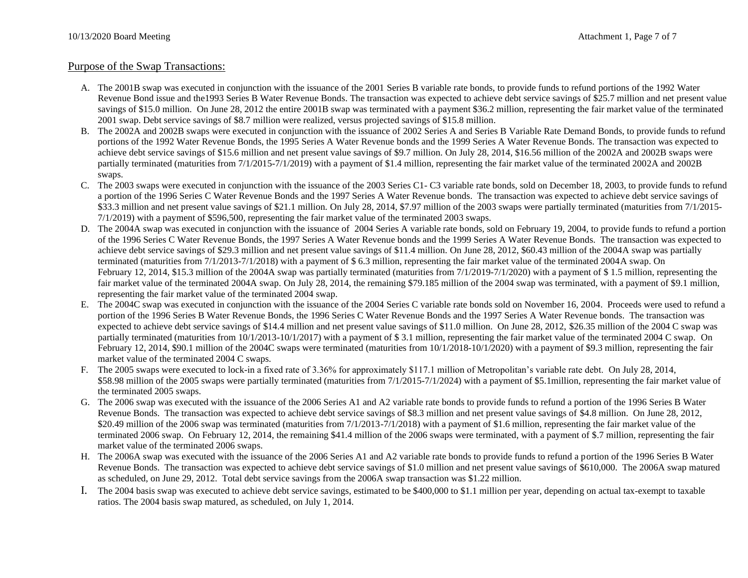## Purpose of the Swap Transactions:

A. The 2001B swap was executed in conjunction with the issuance of the 2001 Series B variable rate bonds, to provide funds to refund portions of the 1992 Water Revenue Bond issue and the1993 Series B Water Revenue Bonds. The transaction was expected to achieve debt service savings of $25.7 million and net present value savings of $15.0 million. On June 28, 2012 the entire 2001B swap was terminated with a payment $36.2 million, representing the fair market value of the terminated 2001 swap. Debt service savings of $8.7 million were realized, versus projected savings of $15.8 million.

B. The 2002A and 2002B swaps were executed in conjunction with the issuance of 2002 Series A and Series B Variable Rate Demand Bonds, to provide funds to refund portions of the 1992 Water Revenue Bonds, the 1995 Series A Water Revenue bonds and the 1999 Series A Water Revenue Bonds. The transaction was expected to achieve debt service savings of $15.6 million and net present value savings of $9.7 million. On July 28, 2014, $16.56 million of the 2002A and 2002B swaps were partially terminated (maturities from 7/1/2015-7/1/2019) with a payment of $1.4 million, representing the fair market value of the terminated 2002A and 2002B swaps.

C. The 2003 swaps were executed in conjunction with the issuance of the 2003 Series C1- C3 variable rate bonds, sold on December 18, 2003, to provide funds to refund a portion of the 1996 Series C Water Revenue Bonds and the 1997 Series A Water Revenue bonds. The transaction was expected to achieve debt service savings of $33.3 million and net present value savings of $21.1 million. On July 28, 2014, $7.97 million of the 2003 swaps were partially terminated (maturities from 7/1/2015-7/1/2019) with a payment of $596,500, representing the fair market value of the terminated 2003 swaps.

D. The 2004A swap was executed in conjunction with the issuance of 2004 Series A variable rate bonds, sold on February 19, 2004, to provide funds to refund a portion of the 1996 Series C Water Revenue Bonds, the 1997 Series A Water Revenue bonds and the 1999 Series A Water Revenue Bonds. The transaction was expected to achieve debt service savings of $29.3 million and net present value savings of $11.4 million. On June 28, 2012, $60.43 million of the 2004A swap was partially terminated (maturities from 7/1/2013-7/1/2018) with a payment of $ 6.3 million, representing the fair market value of the terminated 2004A swap. On February 12, 2014, $15.3 million of the 2004A swap was partially terminated (maturities from 7/1/2019-7/1/2020) with a payment of $ 1.5 million, representing the fair market value of the terminated 2004A swap. On July 28, 2014, the remaining $79.185 million of the 2004 swap was terminated, with a payment of $9.1 million, representing the fair market value of the terminated 2004 swap.

E. The 2004C swap was executed in conjunction with the issuance of the 2004 Series C variable rate bonds sold on November 16, 2004. Proceeds were used to refund a portion of the 1996 Series B Water Revenue Bonds, the 1996 Series C Water Revenue Bonds and the 1997 Series A Water Revenue bonds. The transaction was expected to achieve debt service savings of $14.4 million and net present value savings of $11.0 million. On June 28, 2012, $26.35 million of the 2004 C swap was partially terminated (maturities from 10/1/2013-10/1/2017) with a payment of $ 3.1 million, representing the fair market value of the terminated 2004 C swap. On February 12, 2014, $90.1 million of the 2004C swaps were terminated (maturities from 10/1/2018-10/1/2020) with a payment of $9.3 million, representing the fair market value of the terminated 2004 C swaps.

F. The 2005 swaps were executed to lock-in a fixed rate of 3.36% for approximately $117.1 million of Metropolitan's variable rate debt. On July 28, 2014, $58.98 million of the 2005 swaps were partially terminated (maturities from 7/1/2015-7/1/2024) with a payment of $5.1million, representing the fair market value of the terminated 2005 swaps.

G. The 2006 swap was executed with the issuance of the 2006 Series A1 and A2 variable rate bonds to provide funds to refund a portion of the 1996 Series B Water Revenue Bonds. The transaction was expected to achieve debt service savings of $8.3 million and net present value savings of $4.8 million. On June 28, 2012, $20.49 million of the 2006 swap was terminated (maturities from 7/1/2013-7/1/2018) with a payment of $1.6 million, representing the fair market value of the terminated 2006 swap. On February 12, 2014, the remaining $41.4 million of the 2006 swaps were terminated, with a payment of $.7 million, representing the fair market value of the terminated 2006 swaps.

H. The 2006A swap was executed with the issuance of the 2006 Series A1 and A2 variable rate bonds to provide funds to refund a portion of the 1996 Series B Water Revenue Bonds. The transaction was expected to achieve debt service savings of $1.0 million and net present value savings of $610,000. The 2006A swap matured as scheduled, on June 29, 2012. Total debt service savings from the 2006A swap transaction was $1.22 million.

I. The 2004 basis swap was executed to achieve debt service savings, estimated to be $400,000 to $1.1 million per year, depending on actual tax-exempt to taxable ratios. The 2004 basis swap matured, as scheduled, on July 1, 2014.